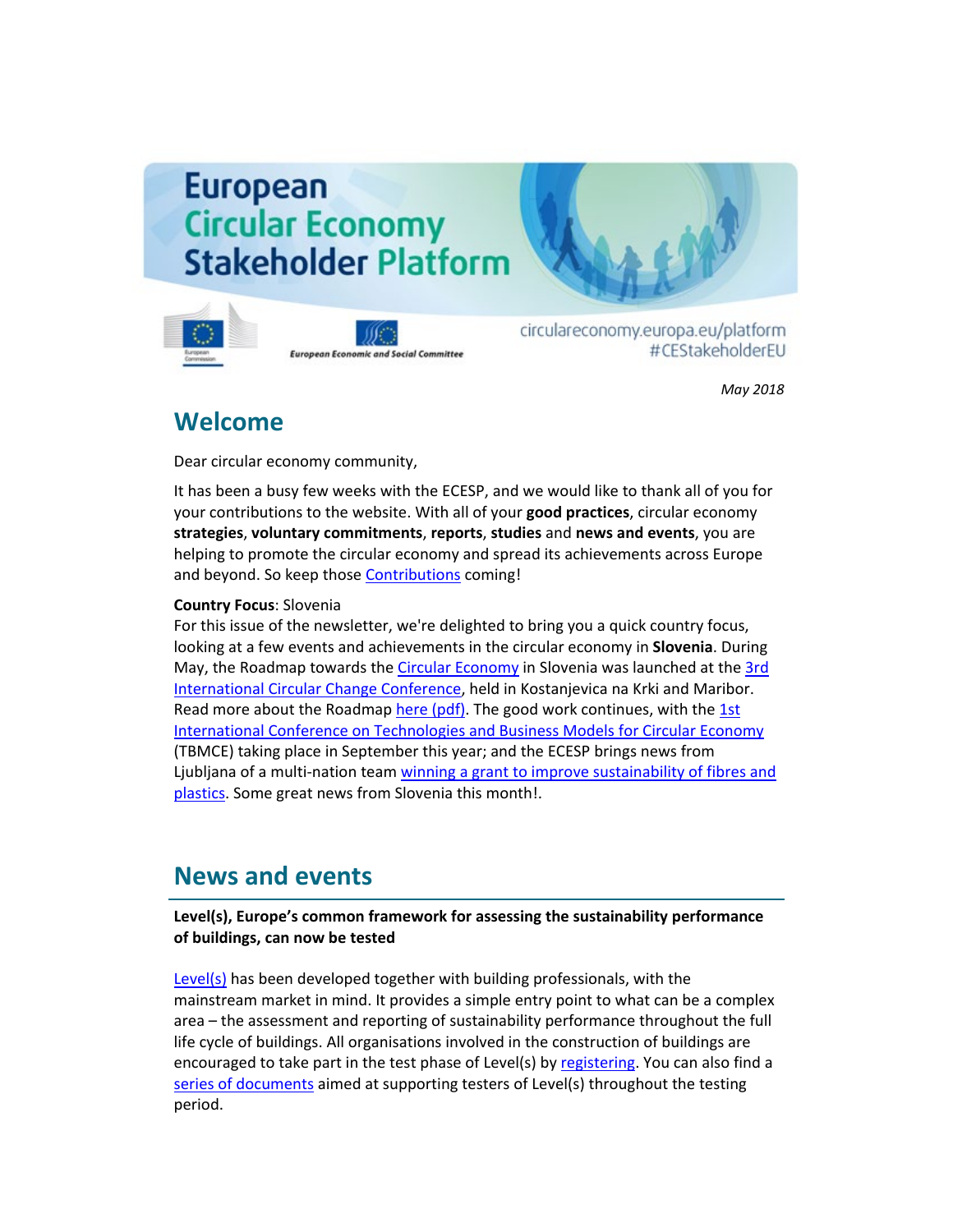# European Circular Economy Stakeholder Platform

European Economic and Social Committee

circulareconomy.europa.eu/platform
#CEStakeholderEU

*May 2018*

## Welcome

Dear circular economy community,

It has been a busy few weeks with the ECESP, and we would like to thank all of you for your contributions to the website. With all of your **good practices**, circular economy **strategies**, **voluntary commitments**, **reports**, **studies** and **news and events**, you are helping to promote the circular economy and spread its achievements across Europe and beyond. So keep those Contributions coming!

**Country Focus**: Slovenia
For this issue of the newsletter, we're delighted to bring you a quick country focus, looking at a few events and achievements in the circular economy in **Slovenia**. During May, the Roadmap towards the Circular Economy in Slovenia was launched at the 3rd International Circular Change Conference, held in Kostanjevica na Krki and Maribor. Read more about the Roadmap here (pdf). The good work continues, with the 1st International Conference on Technologies and Business Models for Circular Economy (TBMCE) taking place in September this year; and the ECESP brings news from Ljubljana of a multi-nation team winning a grant to improve sustainability of fibres and plastics. Some great news from Slovenia this month!.

## News and events

**Level(s), Europe's common framework for assessing the sustainability performance of buildings, can now be tested**

Level(s) has been developed together with building professionals, with the mainstream market in mind. It provides a simple entry point to what can be a complex area – the assessment and reporting of sustainability performance throughout the full life cycle of buildings. All organisations involved in the construction of buildings are encouraged to take part in the test phase of Level(s) by registering. You can also find a series of documents aimed at supporting testers of Level(s) throughout the testing period.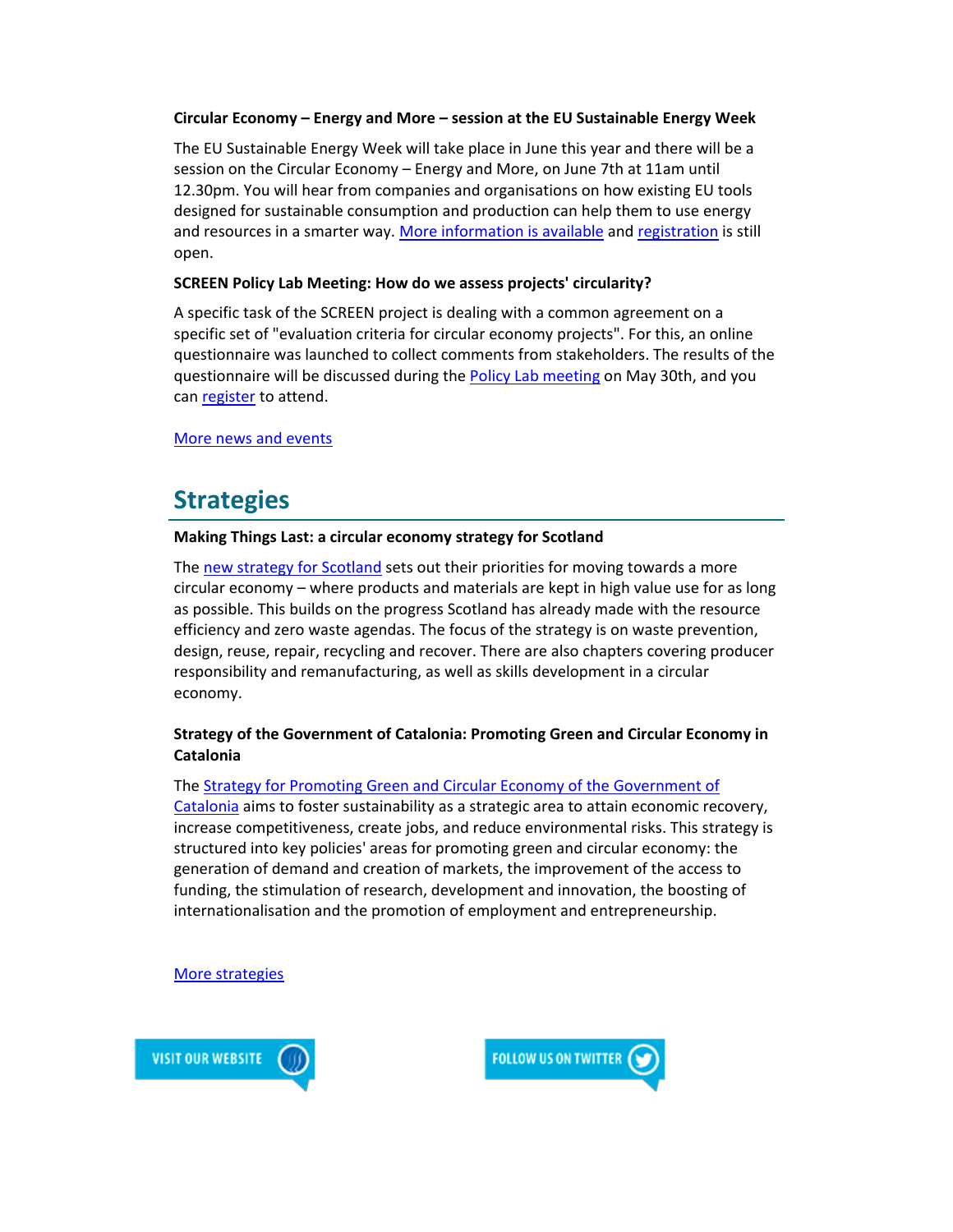**Circular Economy – Energy and More – session at the EU Sustainable Energy Week**

The EU Sustainable Energy Week will take place in June this year and there will be a session on the Circular Economy – Energy and More, on June 7th at 11am until 12.30pm. You will hear from companies and organisations on how existing EU tools designed for sustainable consumption and production can help them to use energy and resources in a smarter way. More information is available and registration is still open.

**SCREEN Policy Lab Meeting: How do we assess projects' circularity?**

A specific task of the SCREEN project is dealing with a common agreement on a specific set of "evaluation criteria for circular economy projects". For this, an online questionnaire was launched to collect comments from stakeholders. The results of the questionnaire will be discussed during the Policy Lab meeting on May 30th, and you can register to attend.

More news and events

## Strategies

**Making Things Last: a circular economy strategy for Scotland**

The new strategy for Scotland sets out their priorities for moving towards a more circular economy – where products and materials are kept in high value use for as long as possible. This builds on the progress Scotland has already made with the resource efficiency and zero waste agendas. The focus of the strategy is on waste prevention, design, reuse, repair, recycling and recover. There are also chapters covering producer responsibility and remanufacturing, as well as skills development in a circular economy.

**Strategy of the Government of Catalonia: Promoting Green and Circular Economy in Catalonia**

The Strategy for Promoting Green and Circular Economy of the Government of Catalonia aims to foster sustainability as a strategic area to attain economic recovery, increase competitiveness, create jobs, and reduce environmental risks. This strategy is structured into key policies' areas for promoting green and circular economy: the generation of demand and creation of markets, the improvement of the access to funding, the stimulation of research, development and innovation, the boosting of internationalisation and the promotion of employment and entrepreneurship.

More strategies

VISIT OUR WEBSITE

FOLLOW US ON TWITTER